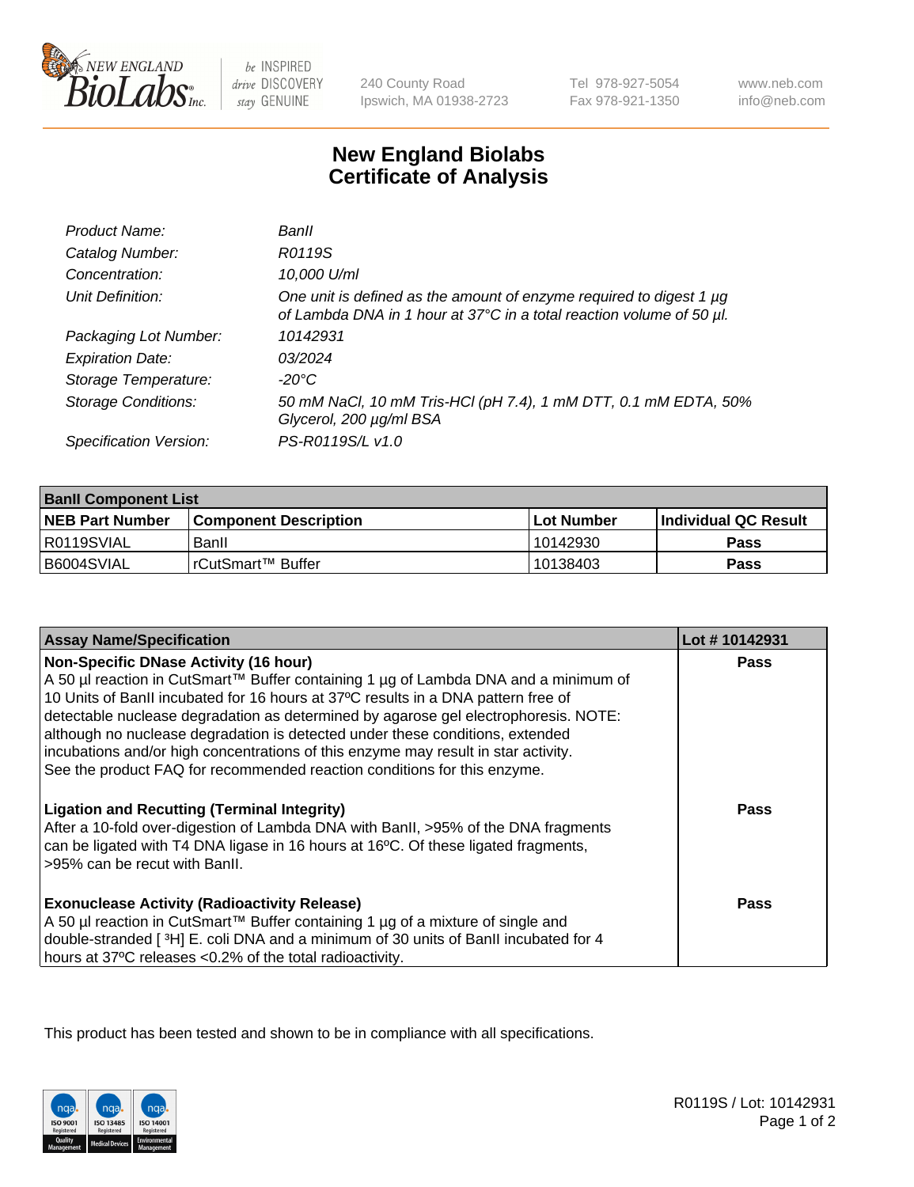240 County Road
Ipswich, MA 01938-2723

Tel 978-927-5054
Fax 978-921-1350

www.neb.com
info@neb.com

# New England Biolabs Certificate of Analysis

| | |
|---|---|
| *Product Name:* | *BanII* |
| *Catalog Number:* | *R0119S* |
| *Concentration:* | *10,000 U/ml* |
| *Unit Definition:* | *One unit is defined as the amount of enzyme required to digest 1 µg of Lambda DNA in 1 hour at 37°C in a total reaction volume of 50 µl.* |
| *Packaging Lot Number:* | *10142931* |
| *Expiration Date:* | *03/2024* |
| *Storage Temperature:* | *-20°C* |
| *Storage Conditions:* | *50 mM NaCl, 10 mM Tris-HCl (pH 7.4), 1 mM DTT, 0.1 mM EDTA, 50% Glycerol, 200 µg/ml BSA* |
| *Specification Version:* | *PS-R0119S/L v1.0* |

| BanII Component List | | | |
|---|---|---|---|
| **NEB Part Number** | **Component Description** | **Lot Number** | **Individual QC Result** |
| R0119SVIAL | BanII | 10142930 | **Pass** |
| B6004SVIAL | rCutSmart™ Buffer | 10138403 | **Pass** |

| Assay Name/Specification | Lot # 10142931 |
|---|---|
| **Non-Specific DNase Activity (16 hour)** A 50 µl reaction in CutSmart™ Buffer containing 1 µg of Lambda DNA and a minimum of 10 Units of BanII incubated for 16 hours at 37ºC results in a DNA pattern free of detectable nuclease degradation as determined by agarose gel electrophoresis. NOTE: although no nuclease degradation is detected under these conditions, extended incubations and/or high concentrations of this enzyme may result in star activity. See the product FAQ for recommended reaction conditions for this enzyme. | **Pass** |
| **Ligation and Recutting (Terminal Integrity)** After a 10-fold over-digestion of Lambda DNA with BanII, >95% of the DNA fragments can be ligated with T4 DNA ligase in 16 hours at 16ºC. Of these ligated fragments, >95% can be recut with BanII. | **Pass** |
| **Exonuclease Activity (Radioactivity Release)** A 50 µl reaction in CutSmart™ Buffer containing 1 µg of a mixture of single and double-stranded [ $^3$H] E. coli DNA and a minimum of 30 units of BanII incubated for 4 hours at 37ºC releases <0.2% of the total radioactivity. | **Pass** |

This product has been tested and shown to be in compliance with all specifications.

R0119S / Lot: 10142931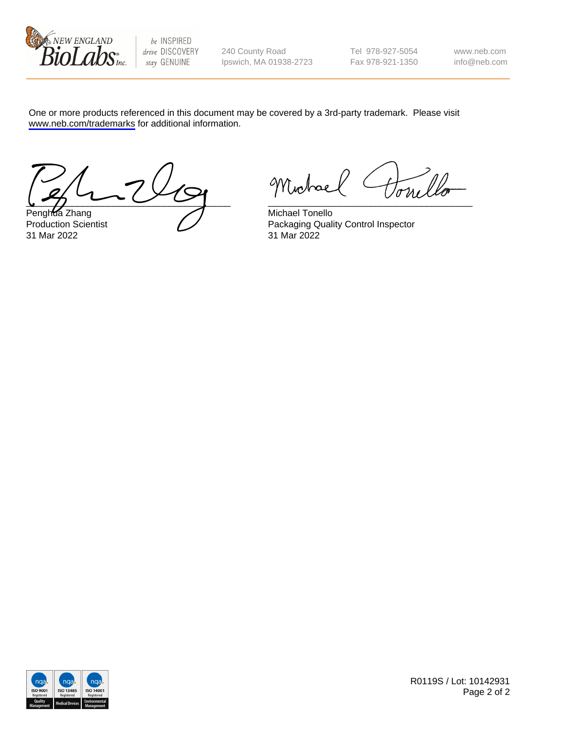One or more products referenced in this document may be covered by a 3rd-party trademark. Please visit www.neb.com/trademarks for additional information.

Penghua Zhang
Production Scientist
31 Mar 2022

Michael Tonello
Packaging Quality Control Inspector
31 Mar 2022

R0119S / Lot: 10142931